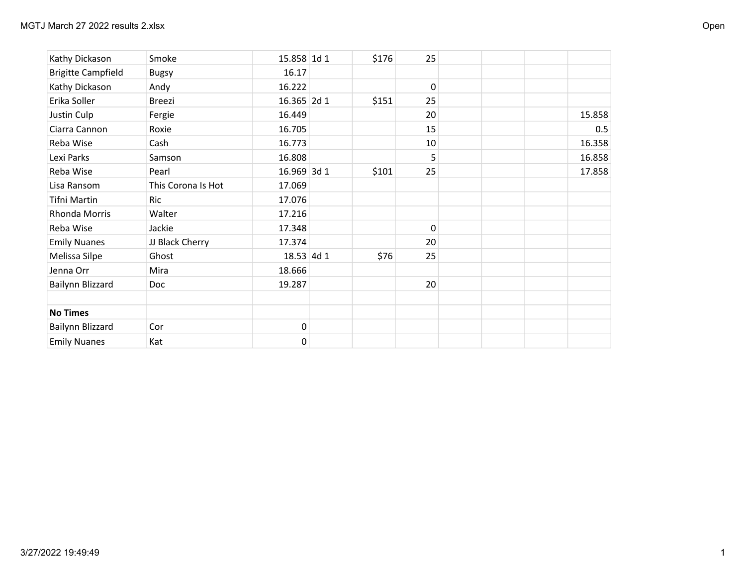| | | | | | | | | | |
|---|---|---|---|---|---|---|---|---|---|
| Kathy Dickason | Smoke | 15.858 | 1d 1 | $176 | 25 | | | | |
| Brigitte Campfield | Bugsy | 16.17 | | | | | | | |
| Kathy Dickason | Andy | 16.222 | | | 0 | | | | |
| Erika Soller | Breezi | 16.365 | 2d 1 | $151 | 25 | | | | |
| Justin Culp | Fergie | 16.449 | | | 20 | | | | 15.858 |
| Ciarra Cannon | Roxie | 16.705 | | | 15 | | | | 0.5 |
| Reba Wise | Cash | 16.773 | | | 10 | | | | 16.358 |
| Lexi Parks | Samson | 16.808 | | | 5 | | | | 16.858 |
| Reba Wise | Pearl | 16.969 | 3d 1 | $101 | 25 | | | | 17.858 |
| Lisa Ransom | This Corona Is Hot | 17.069 | | | | | | | |
| Tifni Martin | Ric | 17.076 | | | | | | | |
| Rhonda Morris | Walter | 17.216 | | | | | | | |
| Reba Wise | Jackie | 17.348 | | | 0 | | | | |
| Emily Nuanes | JJ Black Cherry | 17.374 | | | 20 | | | | |
| Melissa Silpe | Ghost | 18.53 | 4d 1 | $76 | 25 | | | | |
| Jenna Orr | Mira | 18.666 | | | | | | | |
| Bailynn Blizzard | Doc | 19.287 | | | 20 | | | | |
| | | | | | | | | | |
| **No Times** | | | | | | | | | |
| Bailynn Blizzard | Cor | 0 | | | | | | | |
| Emily Nuanes | Kat | 0 | | | | | | | |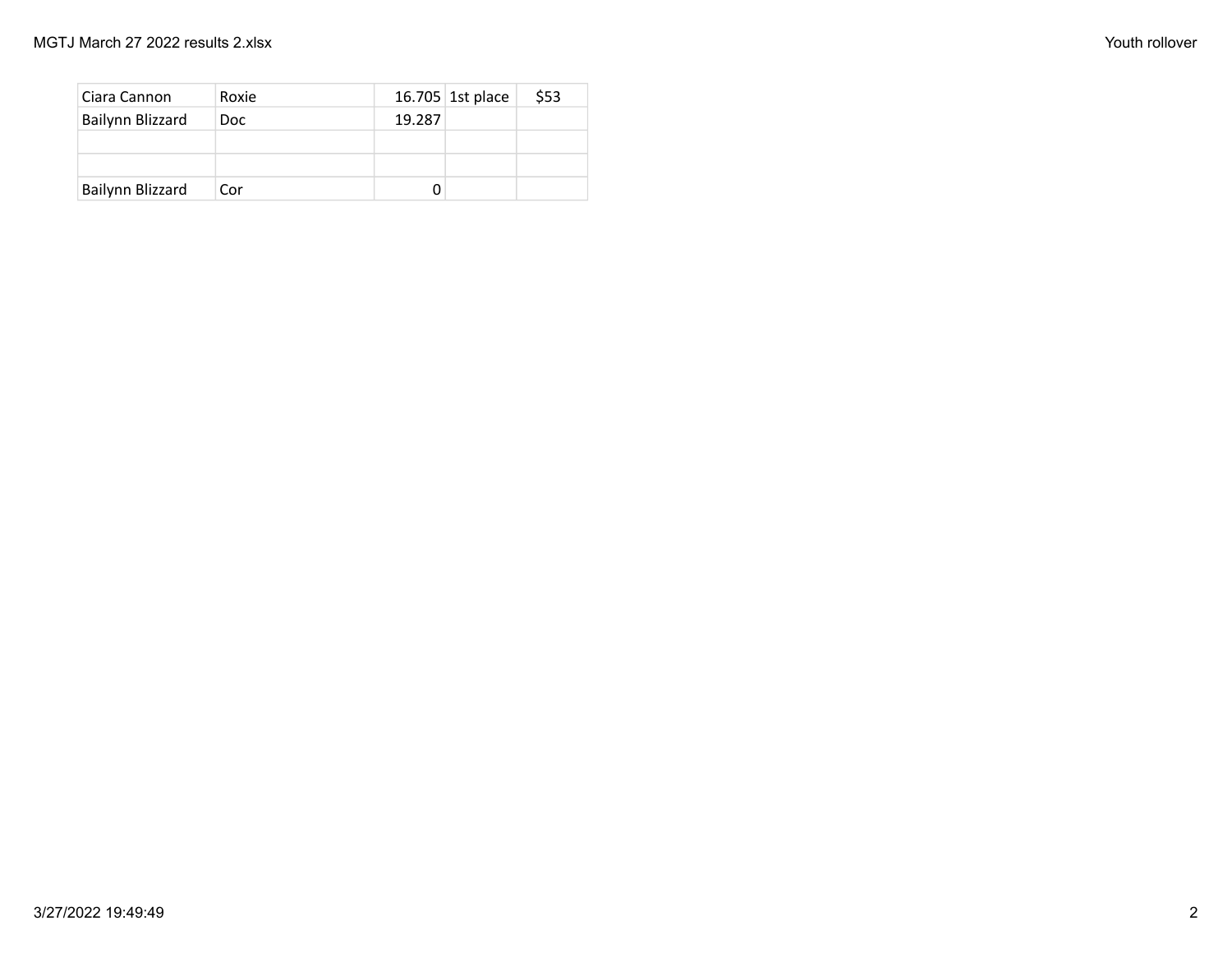| | | | | |
|---|---|---|---|---|
| Ciara Cannon | Roxie | 16.705 | 1st place | $53 |
| Bailynn Blizzard | Doc | 19.287 | | |
| | | | | |
| | | | | |
| Bailynn Blizzard | Cor | 0 | | |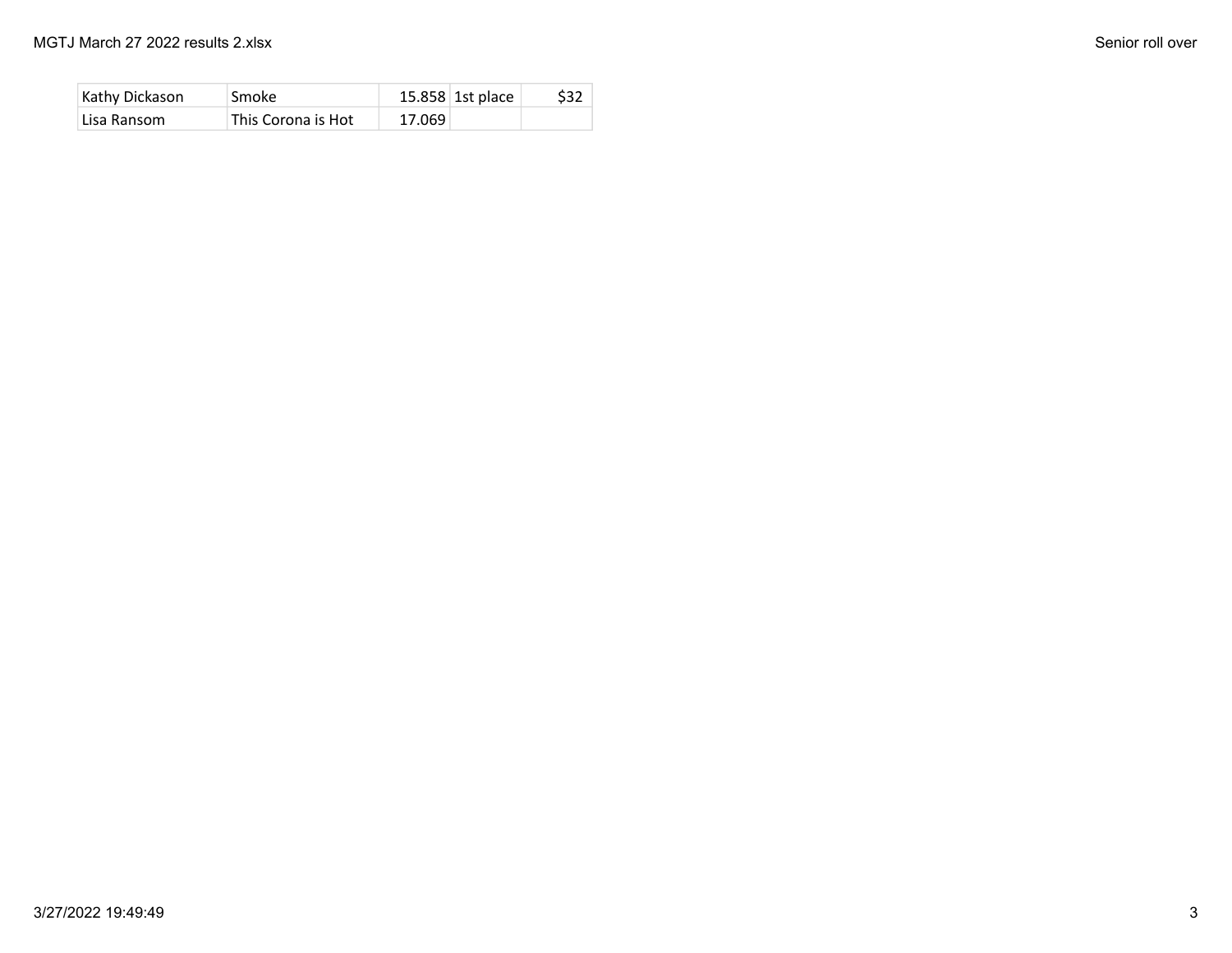| | | | | |
|---|---|---|---|---|
| Kathy Dickason | Smoke | 15.858 | 1st place | $32 |
| Lisa Ransom | This Corona is Hot | 17.069 | | |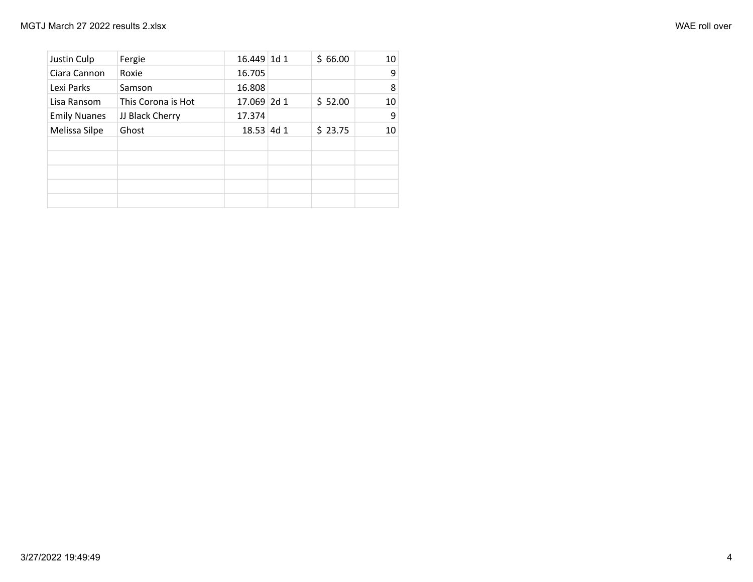| | | | | | |
|---|---|---|---|---|---|
| Justin Culp | Fergie | 16.449 | 1d 1 | $ 66.00 | 10 |
| Ciara Cannon | Roxie | 16.705 | | | 9 |
| Lexi Parks | Samson | 16.808 | | | 8 |
| Lisa Ransom | This Corona is Hot | 17.069 | 2d 1 | $ 52.00 | 10 |
| Emily Nuanes | JJ Black Cherry | 17.374 | | | 9 |
| Melissa Silpe | Ghost | 18.53 | 4d 1 | $ 23.75 | 10 |
| | | | | | |
| | | | | | |
| | | | | | |
| | | | | | |
| | | | | | |